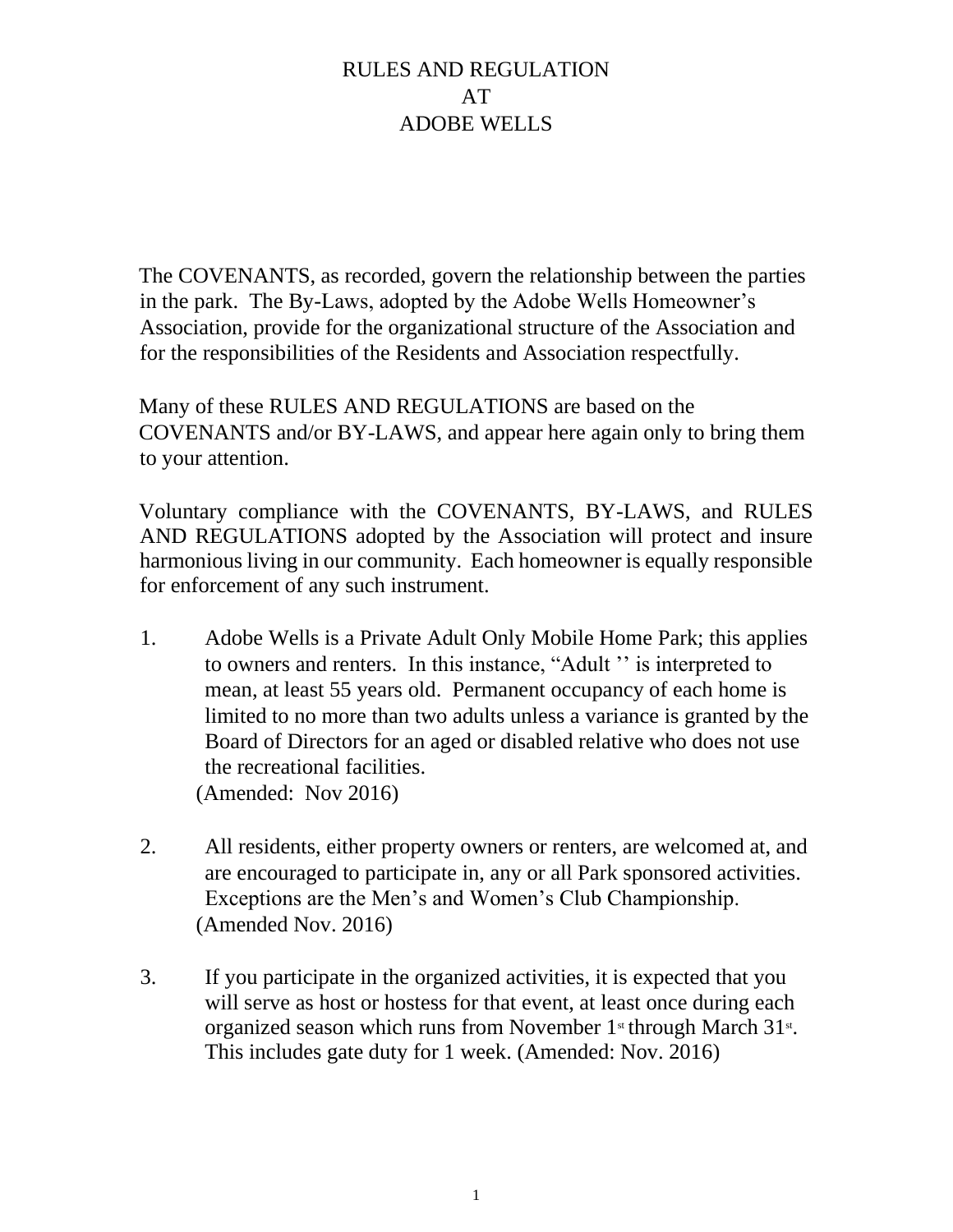# RULES AND REGULATION
# AT
# ADOBE WELLS

The COVENANTS, as recorded, govern the relationship between the parties in the park. The By-Laws, adopted by the Adobe Wells Homeowner's Association, provide for the organizational structure of the Association and for the responsibilities of the Residents and Association respectfully.

Many of these RULES AND REGULATIONS are based on the COVENANTS and/or BY-LAWS, and appear here again only to bring them to your attention.

Voluntary compliance with the COVENANTS, BY-LAWS, and RULES AND REGULATIONS adopted by the Association will protect and insure harmonious living in our community. Each homeowner is equally responsible for enforcement of any such instrument.

1. Adobe Wells is a Private Adult Only Mobile Home Park; this applies to owners and renters. In this instance, "Adult '' is interpreted to mean, at least 55 years old. Permanent occupancy of each home is limited to no more than two adults unless a variance is granted by the Board of Directors for an aged or disabled relative who does not use the recreational facilities.
   (Amended: Nov 2016)

2. All residents, either property owners or renters, are welcomed at, and are encouraged to participate in, any or all Park sponsored activities. Exceptions are the Men's and Women's Club Championship.
   (Amended Nov. 2016)

3. If you participate in the organized activities, it is expected that you will serve as host or hostess for that event, at least once during each organized season which runs from November 1st through March 31st. This includes gate duty for 1 week. (Amended: Nov. 2016)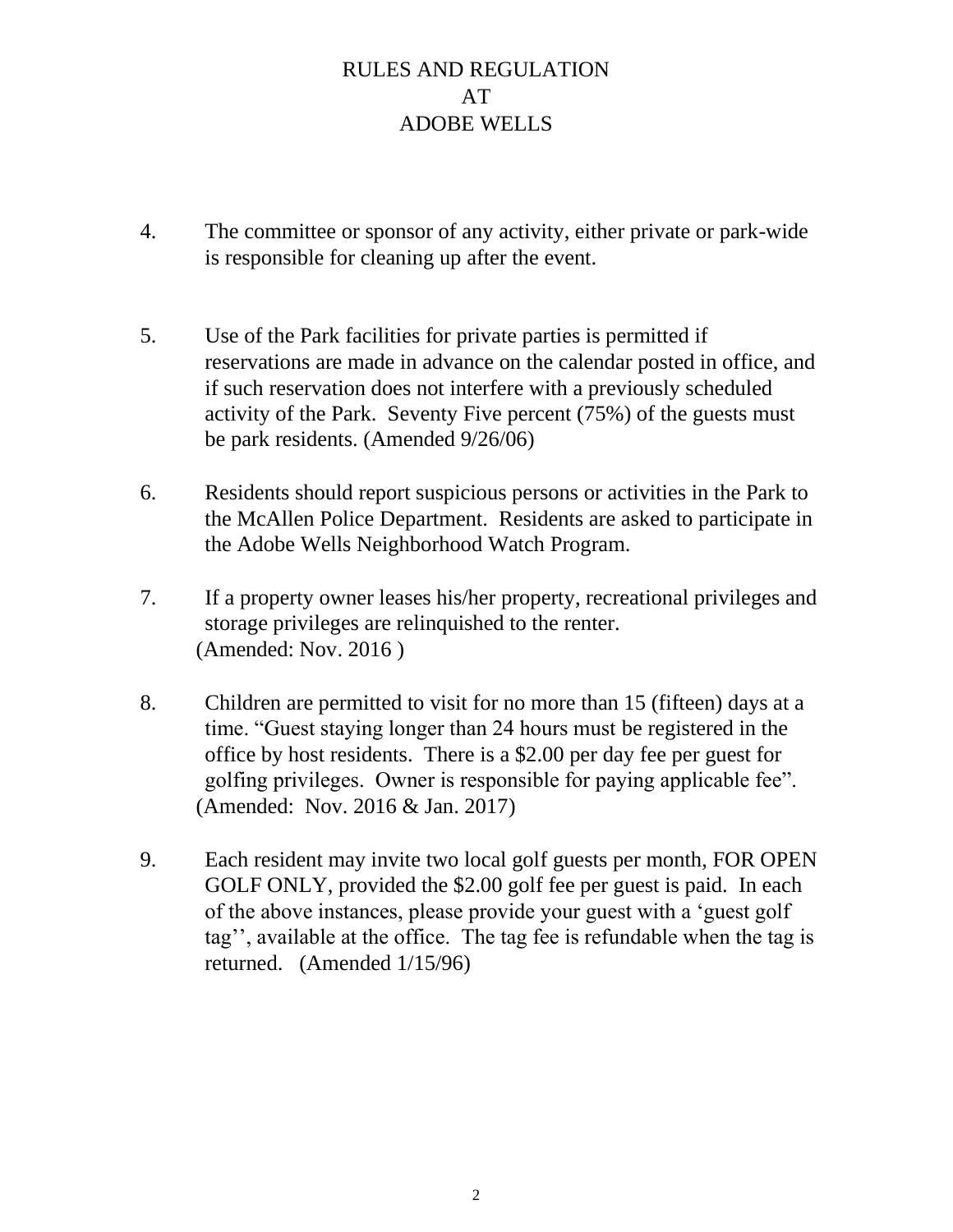# RULES AND REGULATION AT ADOBE WELLS

4. The committee or sponsor of any activity, either private or park-wide is responsible for cleaning up after the event.

5. Use of the Park facilities for private parties is permitted if reservations are made in advance on the calendar posted in office, and if such reservation does not interfere with a previously scheduled activity of the Park. Seventy Five percent (75%) of the guests must be park residents. (Amended 9/26/06)

6. Residents should report suspicious persons or activities in the Park to the McAllen Police Department. Residents are asked to participate in the Adobe Wells Neighborhood Watch Program.

7. If a property owner leases his/her property, recreational privileges and storage privileges are relinquished to the renter. (Amended: Nov. 2016 )

8. Children are permitted to visit for no more than 15 (fifteen) days at a time. "Guest staying longer than 24 hours must be registered in the office by host residents. There is a $2.00 per day fee per guest for golfing privileges. Owner is responsible for paying applicable fee". (Amended: Nov. 2016 & Jan. 2017)

9. Each resident may invite two local golf guests per month, FOR OPEN GOLF ONLY, provided the $2.00 golf fee per guest is paid. In each of the above instances, please provide your guest with a 'guest golf tag'', available at the office. The tag fee is refundable when the tag is returned. (Amended 1/15/96)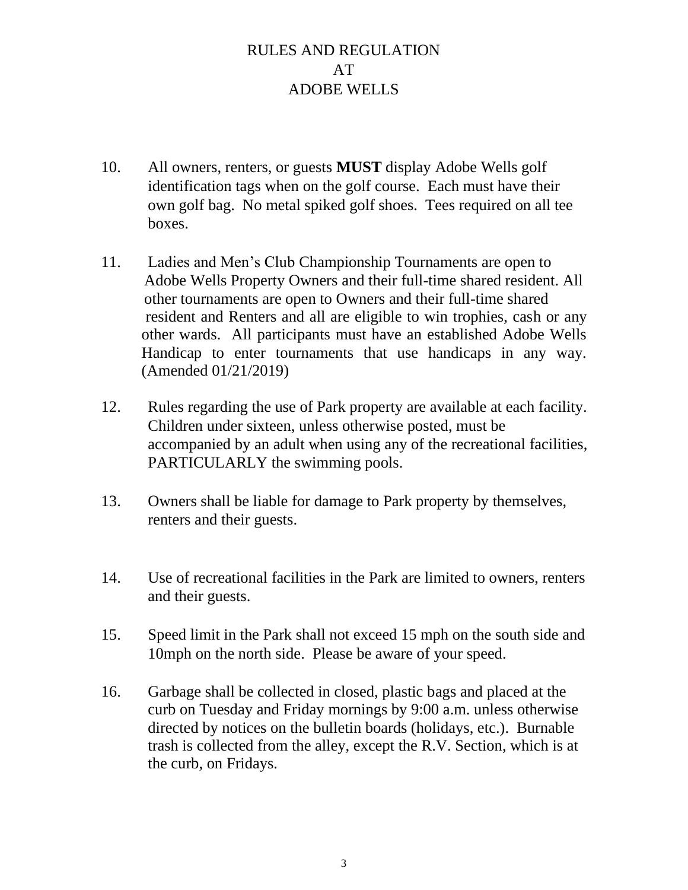# RULES AND REGULATION AT ADOBE WELLS

10. All owners, renters, or guests **MUST** display Adobe Wells golf identification tags when on the golf course. Each must have their own golf bag. No metal spiked golf shoes. Tees required on all tee boxes.

11. Ladies and Men's Club Championship Tournaments are open to Adobe Wells Property Owners and their full-time shared resident. All other tournaments are open to Owners and their full-time shared resident and Renters and all are eligible to win trophies, cash or any other wards. All participants must have an established Adobe Wells Handicap to enter tournaments that use handicaps in any way. (Amended 01/21/2019)

12. Rules regarding the use of Park property are available at each facility. Children under sixteen, unless otherwise posted, must be accompanied by an adult when using any of the recreational facilities, PARTICULARLY the swimming pools.

13. Owners shall be liable for damage to Park property by themselves, renters and their guests.

14. Use of recreational facilities in the Park are limited to owners, renters and their guests.

15. Speed limit in the Park shall not exceed 15 mph on the south side and 10mph on the north side. Please be aware of your speed.

16. Garbage shall be collected in closed, plastic bags and placed at the curb on Tuesday and Friday mornings by 9:00 a.m. unless otherwise directed by notices on the bulletin boards (holidays, etc.). Burnable trash is collected from the alley, except the R.V. Section, which is at the curb, on Fridays.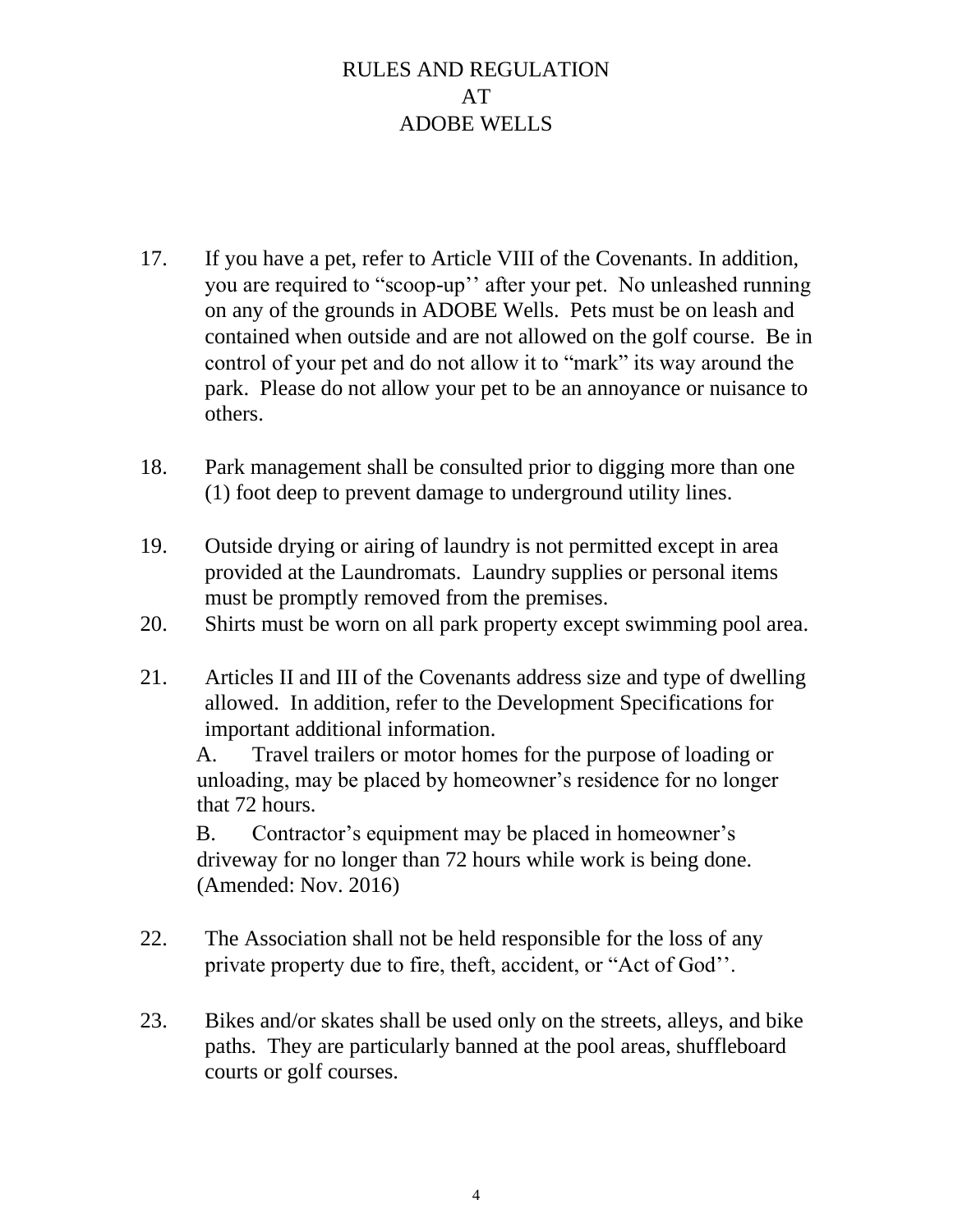# RULES AND REGULATION
# AT
# ADOBE WELLS

17. If you have a pet, refer to Article VIII of the Covenants. In addition, you are required to "scoop-up'' after your pet. No unleashed running on any of the grounds in ADOBE Wells. Pets must be on leash and contained when outside and are not allowed on the golf course. Be in control of your pet and do not allow it to "mark" its way around the park. Please do not allow your pet to be an annoyance or nuisance to others.

18. Park management shall be consulted prior to digging more than one (1) foot deep to prevent damage to underground utility lines.

19. Outside drying or airing of laundry is not permitted except in area provided at the Laundromats. Laundry supplies or personal items must be promptly removed from the premises.

20. Shirts must be worn on all park property except swimming pool area.

21. Articles II and III of the Covenants address size and type of dwelling allowed. In addition, refer to the Development Specifications for important additional information.

    A. Travel trailers or motor homes for the purpose of loading or unloading, may be placed by homeowner's residence for no longer that 72 hours.

    B. Contractor's equipment may be placed in homeowner's driveway for no longer than 72 hours while work is being done. (Amended: Nov. 2016)

22. The Association shall not be held responsible for the loss of any private property due to fire, theft, accident, or "Act of God''.

23. Bikes and/or skates shall be used only on the streets, alleys, and bike paths. They are particularly banned at the pool areas, shuffleboard courts or golf courses.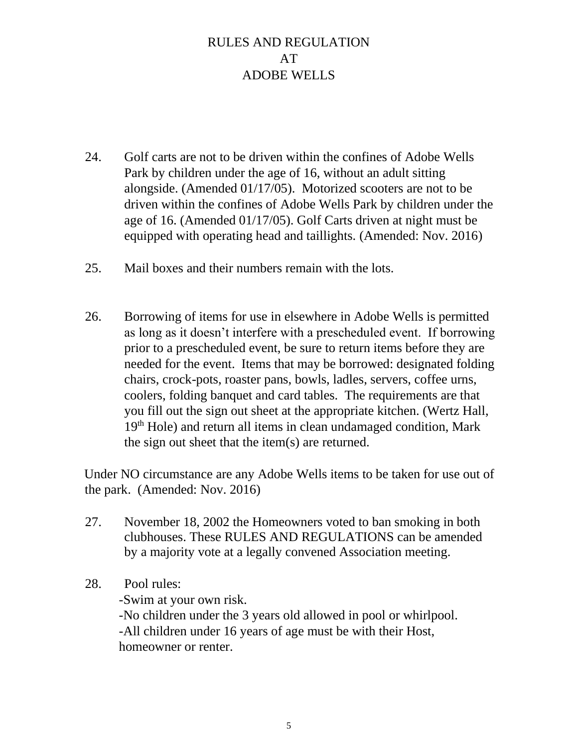# RULES AND REGULATION
# AT
# ADOBE WELLS

24. Golf carts are not to be driven within the confines of Adobe Wells Park by children under the age of 16, without an adult sitting alongside. (Amended 01/17/05). Motorized scooters are not to be driven within the confines of Adobe Wells Park by children under the age of 16. (Amended 01/17/05). Golf Carts driven at night must be equipped with operating head and taillights. (Amended: Nov. 2016)

25. Mail boxes and their numbers remain with the lots.

26. Borrowing of items for use in elsewhere in Adobe Wells is permitted as long as it doesn't interfere with a prescheduled event. If borrowing prior to a prescheduled event, be sure to return items before they are needed for the event. Items that may be borrowed: designated folding chairs, crock-pots, roaster pans, bowls, ladles, servers, coffee urns, coolers, folding banquet and card tables. The requirements are that you fill out the sign out sheet at the appropriate kitchen. (Wertz Hall, 19th Hole) and return all items in clean undamaged condition, Mark the sign out sheet that the item(s) are returned.

Under NO circumstance are any Adobe Wells items to be taken for use out of the park. (Amended: Nov. 2016)

27. November 18, 2002 the Homeowners voted to ban smoking in both clubhouses. These RULES AND REGULATIONS can be amended by a majority vote at a legally convened Association meeting.

28. Pool rules:
    - Swim at your own risk.
    - No children under the 3 years old allowed in pool or whirlpool.
    - All children under 16 years of age must be with their Host, homeowner or renter.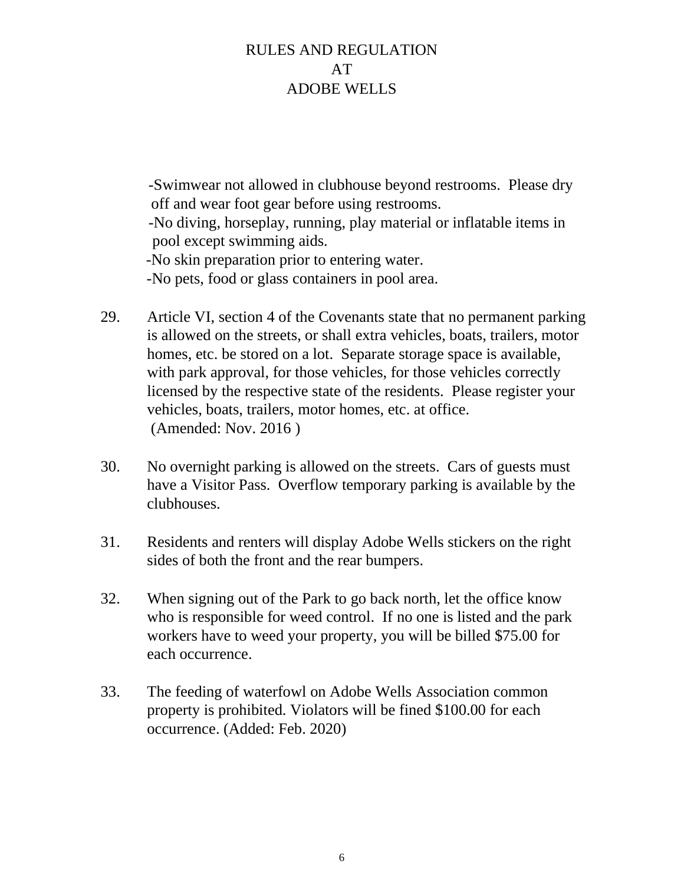# RULES AND REGULATION AT ADOBE WELLS

-Swimwear not allowed in clubhouse beyond restrooms. Please dry off and wear foot gear before using restrooms.
-No diving, horseplay, running, play material or inflatable items in pool except swimming aids.
-No skin preparation prior to entering water.
-No pets, food or glass containers in pool area.

29. Article VI, section 4 of the Covenants state that no permanent parking is allowed on the streets, or shall extra vehicles, boats, trailers, motor homes, etc. be stored on a lot. Separate storage space is available, with park approval, for those vehicles, for those vehicles correctly licensed by the respective state of the residents. Please register your vehicles, boats, trailers, motor homes, etc. at office. (Amended: Nov. 2016 )

30. No overnight parking is allowed on the streets. Cars of guests must have a Visitor Pass. Overflow temporary parking is available by the clubhouses.

31. Residents and renters will display Adobe Wells stickers on the right sides of both the front and the rear bumpers.

32. When signing out of the Park to go back north, let the office know who is responsible for weed control. If no one is listed and the park workers have to weed your property, you will be billed $75.00 for each occurrence.

33. The feeding of waterfowl on Adobe Wells Association common property is prohibited. Violators will be fined $100.00 for each occurrence. (Added: Feb. 2020)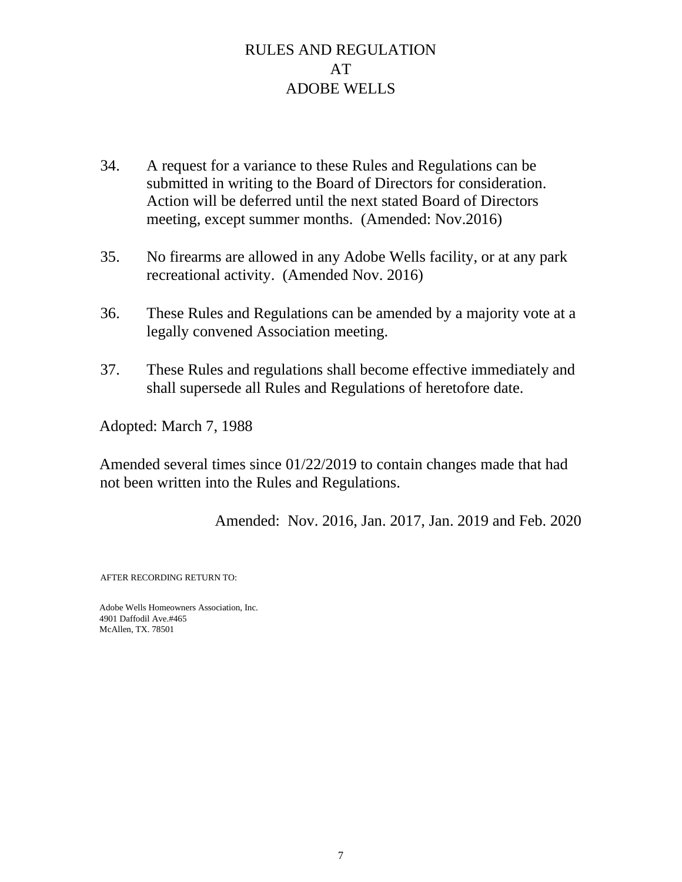# RULES AND REGULATION
# AT
# ADOBE WELLS

34. A request for a variance to these Rules and Regulations can be submitted in writing to the Board of Directors for consideration. Action will be deferred until the next stated Board of Directors meeting, except summer months. (Amended: Nov.2016)

35. No firearms are allowed in any Adobe Wells facility, or at any park recreational activity. (Amended Nov. 2016)

36. These Rules and Regulations can be amended by a majority vote at a legally convened Association meeting.

37. These Rules and regulations shall become effective immediately and shall supersede all Rules and Regulations of heretofore date.

Adopted: March 7, 1988

Amended several times since 01/22/2019 to contain changes made that had not been written into the Rules and Regulations.

Amended: Nov. 2016, Jan. 2017, Jan. 2019 and Feb. 2020

AFTER RECORDING RETURN TO:

Adobe Wells Homeowners Association, Inc.
4901 Daffodil Ave.#465
McAllen, TX. 78501